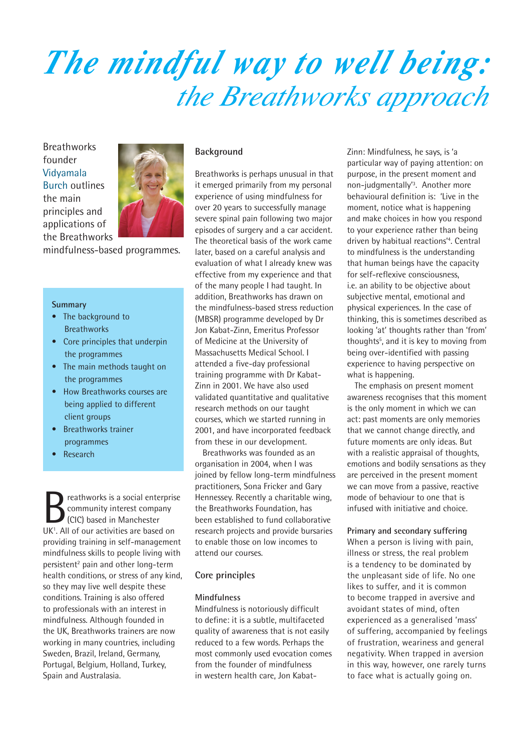# *The mindful way to well being: the Breathworks approach*

Breathworks founder Vidyamala Burch outlines the main principles and applications of the Breathworks mindfulness-based programmes.

**Summary**

- The background to Breathworks
- Core principles that underpin the programmes
- The main methods taught on the programmes
- How Breathworks courses are being applied to different client groups
- Breathworks trainer programmes
- Research

Breathworks is a social enterprise community interest company (CIC) based in Manchester UK[1]. All of our activities are based on providing training in self-management mindfulness skills to people living with persistent[2] pain and other long-term health conditions, or stress of any kind, so they may live well despite these conditions. Training is also offered to professionals with an interest in mindfulness. Although founded in the UK, Breathworks trainers are now working in many countries, including Sweden, Brazil, Ireland, Germany, Portugal, Belgium, Holland, Turkey, Spain and Australasia.

## Background

Breathworks is perhaps unusual in that it emerged primarily from my personal experience of using mindfulness for over 20 years to successfully manage severe spinal pain following two major episodes of surgery and a car accident. The theoretical basis of the work came later, based on a careful analysis and evaluation of what I already knew was effective from my experience and that of the many people I had taught. In addition, Breathworks has drawn on the mindfulness-based stress reduction (MBSR) programme developed by Dr Jon Kabat-Zinn, Emeritus Professor of Medicine at the University of Massachusetts Medical School. I attended a five-day professional training programme with Dr Kabat-Zinn in 2001. We have also used validated quantitative and qualitative research methods on our taught courses, which we started running in 2001, and have incorporated feedback from these in our development.

Breathworks was founded as an organisation in 2004, when I was joined by fellow long-term mindfulness practitioners, Sona Fricker and Gary Hennessey. Recently a charitable wing, the Breathworks Foundation, has been established to fund collaborative research projects and provide bursaries to enable those on low incomes to attend our courses.

## Core principles

### Mindfulness

Mindfulness is notoriously difficult to define: it is a subtle, multifaceted quality of awareness that is not easily reduced to a few words. Perhaps the most commonly used evocation comes from the founder of mindfulness in western health care, Jon Kabat-Zinn: Mindfulness, he says, is 'a particular way of paying attention: on purpose, in the present moment and non-judgmentally'[3]. Another more behavioural definition is: 'Live in the moment, notice what is happening and make choices in how you respond to your experience rather than being driven by habitual reactions'[4]. Central to mindfulness is the understanding that human beings have the capacity for self-reflexive consciousness, i.e. an ability to be objective about subjective mental, emotional and physical experiences. In the case of thinking, this is sometimes described as looking 'at' thoughts rather than 'from' thoughts[5], and it is key to moving from being over-identified with passing experience to having perspective on what is happening.

The emphasis on present moment awareness recognises that this moment is the only moment in which we can act: past moments are only memories that we cannot change directly, and future moments are only ideas. But with a realistic appraisal of thoughts, emotions and bodily sensations as they are perceived in the present moment we can move from a passive, reactive mode of behaviour to one that is infused with initiative and choice.

### Primary and secondary suffering

When a person is living with pain, illness or stress, the real problem is a tendency to be dominated by the unpleasant side of life. No one likes to suffer, and it is common to become trapped in aversive and avoidant states of mind, often experienced as a generalised 'mass' of suffering, accompanied by feelings of frustration, weariness and general negativity. When trapped in aversion in this way, however, one rarely turns to face what is actually going on.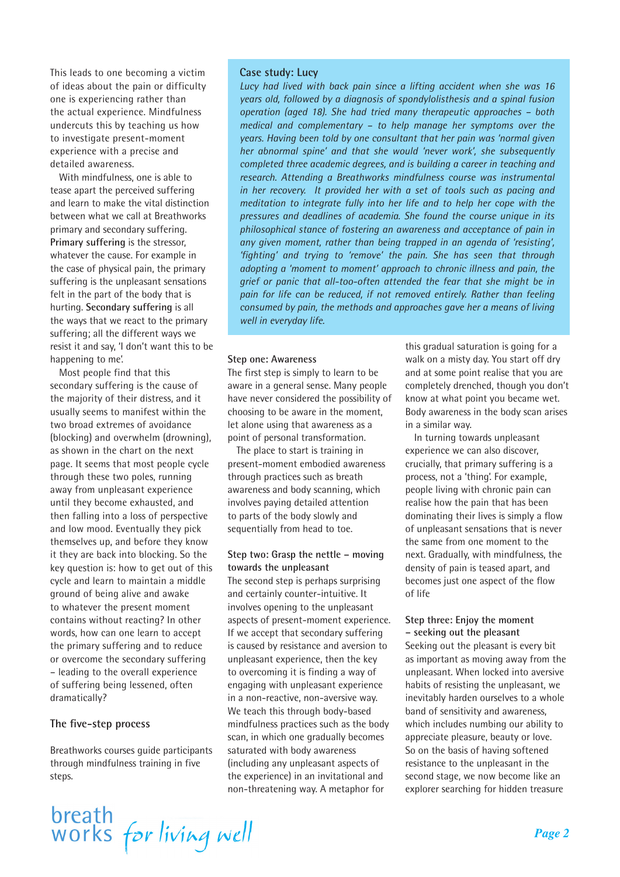This leads to one becoming a victim of ideas about the pain or difficulty one is experiencing rather than the actual experience. Mindfulness undercuts this by teaching us how to investigate present-moment experience with a precise and detailed awareness.

With mindfulness, one is able to tease apart the perceived suffering and learn to make the vital distinction between what we call at Breathworks primary and secondary suffering. **Primary suffering** is the stressor, whatever the cause. For example in the case of physical pain, the primary suffering is the unpleasant sensations felt in the part of the body that is hurting. **Secondary suffering** is all the ways that we react to the primary suffering; all the different ways we resist it and say, 'I don't want this to be happening to me'.

Most people find that this secondary suffering is the cause of the majority of their distress, and it usually seems to manifest within the two broad extremes of avoidance (blocking) and overwhelm (drowning), as shown in the chart on the next page. It seems that most people cycle through these two poles, running away from unpleasant experience until they become exhausted, and then falling into a loss of perspective and low mood. Eventually they pick themselves up, and before they know it they are back into blocking. So the key question is: how to get out of this cycle and learn to maintain a middle ground of being alive and awake to whatever the present moment contains without reacting? In other words, how can one learn to accept the primary suffering and to reduce or overcome the secondary suffering – leading to the overall experience of suffering being lessened, often dramatically?

### The five-step process

Breathworks courses guide participants through mindfulness training in five steps.

> **Case study: Lucy**
>
> *Lucy had lived with back pain since a lifting accident when she was 16 years old, followed by a diagnosis of spondylolisthesis and a spinal fusion operation (aged 18). She had tried many therapeutic approaches – both medical and complementary – to help manage her symptoms over the years. Having been told by one consultant that her pain was 'normal given her abnormal spine' and that she would 'never work', she subsequently completed three academic degrees, and is building a career in teaching and research. Attending a Breathworks mindfulness course was instrumental in her recovery. It provided her with a set of tools such as pacing and meditation to integrate fully into her life and to help her cope with the pressures and deadlines of academia. She found the course unique in its philosophical stance of fostering an awareness and acceptance of pain in any given moment, rather than being trapped in an agenda of 'resisting', 'fighting' and trying to 'remove' the pain. She has seen that through adopting a 'moment to moment' approach to chronic illness and pain, the grief or panic that all-too-often attended the fear that she might be in pain for life can be reduced, if not removed entirely. Rather than feeling consumed by pain, the methods and approaches gave her a means of living well in everyday life.*

**Step one: Awareness**

The first step is simply to learn to be aware in a general sense. Many people have never considered the possibility of choosing to be aware in the moment, let alone using that awareness as a point of personal transformation.

The place to start is training in present-moment embodied awareness through practices such as breath awareness and body scanning, which involves paying detailed attention to parts of the body slowly and sequentially from head to toe.

**Step two: Grasp the nettle – moving towards the unpleasant**

The second step is perhaps surprising and certainly counter-intuitive. It involves opening to the unpleasant aspects of present-moment experience. If we accept that secondary suffering is caused by resistance and aversion to unpleasant experience, then the key to overcoming it is finding a way of engaging with unpleasant experience in a non-reactive, non-aversive way. We teach this through body-based mindfulness practices such as the body scan, in which one gradually becomes saturated with body awareness (including any unpleasant aspects of the experience) in an invitational and non-threatening way. A metaphor for this gradual saturation is going for a walk on a misty day. You start off dry and at some point realise that you are completely drenched, though you don't know at what point you became wet. Body awareness in the body scan arises in a similar way.

In turning towards unpleasant experience we can also discover, crucially, that primary suffering is a process, not a 'thing'. For example, people living with chronic pain can realise how the pain that has been dominating their lives is simply a flow of unpleasant sensations that is never the same from one moment to the next. Gradually, with mindfulness, the density of pain is teased apart, and becomes just one aspect of the flow of life

**Step three: Enjoy the moment – seeking out the pleasant**

Seeking out the pleasant is every bit as important as moving away from the unpleasant. When locked into aversive habits of resisting the unpleasant, we inevitably harden ourselves to a whole band of sensitivity and awareness, which includes numbing our ability to appreciate pleasure, beauty or love. So on the basis of having softened resistance to the unpleasant in the second stage, we now become like an explorer searching for hidden treasure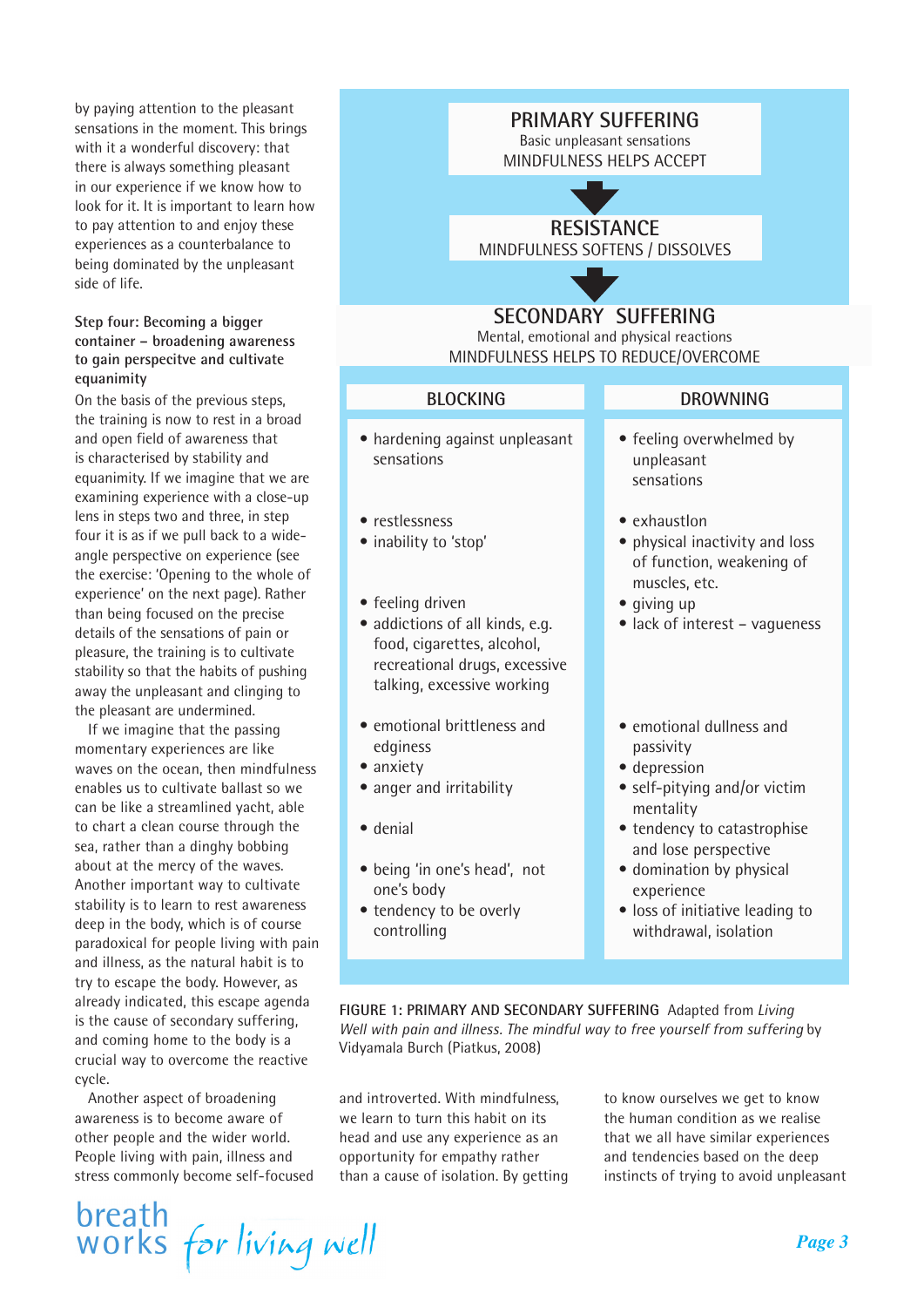by paying attention to the pleasant sensations in the moment. This brings with it a wonderful discovery: that there is always something pleasant in our experience if we know how to look for it. It is important to learn how to pay attention to and enjoy these experiences as a counterbalance to being dominated by the unpleasant side of life.

**Step four: Becoming a bigger container – broadening awareness to gain perspecitve and cultivate equanimity**

On the basis of the previous steps, the training is now to rest in a broad and open field of awareness that is characterised by stability and equanimity. If we imagine that we are examining experience with a close-up lens in steps two and three, in step four it is as if we pull back to a wide-angle perspective on experience (see the exercise: 'Opening to the whole of experience' on the next page). Rather than being focused on the precise details of the sensations of pain or pleasure, the training is to cultivate stability so that the habits of pushing away the unpleasant and clinging to the pleasant are undermined.

If we imagine that the passing momentary experiences are like waves on the ocean, then mindfulness enables us to cultivate ballast so we can be like a streamlined yacht, able to chart a clean course through the sea, rather than a dinghy bobbing about at the mercy of the waves. Another important way to cultivate stability is to learn to rest awareness deep in the body, which is of course paradoxical for people living with pain and illness, as the natural habit is to try to escape the body. However, as already indicated, this escape agenda is the cause of secondary suffering, and coming home to the body is a crucial way to overcome the reactive cycle.

Another aspect of broadening awareness is to become aware of other people and the wider world. People living with pain, illness and stress commonly become self-focused and introverted. With mindfulness, we learn to turn this habit on its head and use any experience as an opportunity for empathy rather than a cause of isolation. By getting to know ourselves we get to know the human condition as we realise that we all have similar experiences and tendencies based on the deep instincts of trying to avoid unpleasant

**PRIMARY SUFFERING**
Basic unpleasant sensations
MINDFULNESS HELPS ACCEPT

↓

**RESISTANCE**
MINDFULNESS SOFTENS / DISSOLVES

↓

**SECONDARY SUFFERING**
Mental, emotional and physical reactions
MINDFULNESS HELPS TO REDUCE/OVERCOME

| BLOCKING | DROWNING |
|---|---|
| • hardening against unpleasant sensations | • feeling overwhelmed by unpleasant sensations |
| • restlessness<br>• inability to 'stop' | • exhaustlon<br>• physical inactivity and loss of function, weakening of muscles, etc. |
| • feeling driven<br>• addictions of all kinds, e.g. food, cigarettes, alcohol, recreational drugs, excessive talking, excessive working | • giving up<br>• lack of interest – vagueness |
| • emotional brittleness and edginess<br>• anxiety<br>• anger and irritability | • emotional dullness and passivity<br>• depression<br>• self-pitying and/or victim mentality |
| • denial | • tendency to catastrophise and lose perspective |
| • being 'in one's head', not one's body<br>• tendency to be overly controlling | • domination by physical experience<br>• loss of initiative leading to withdrawal, isolation |

FIGURE 1: PRIMARY AND SECONDARY SUFFERING Adapted from *Living Well with pain and illness. The mindful way to free yourself from suffering* by Vidyamala Burch (Piatkus, 2008)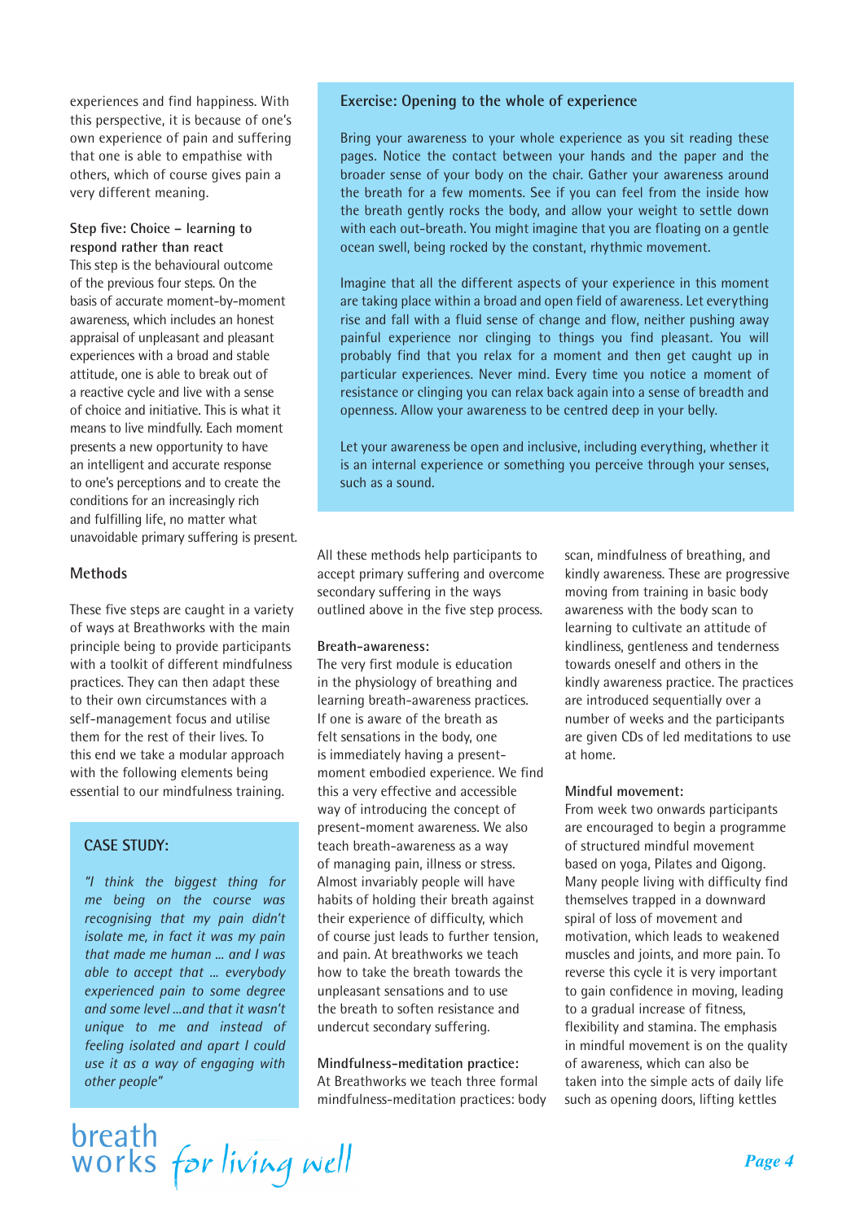experiences and find happiness. With this perspective, it is because of one's own experience of pain and suffering that one is able to empathise with others, which of course gives pain a very different meaning.

**Step five: Choice – learning to respond rather than react**

This step is the behavioural outcome of the previous four steps. On the basis of accurate moment-by-moment awareness, which includes an honest appraisal of unpleasant and pleasant experiences with a broad and stable attitude, one is able to break out of a reactive cycle and live with a sense of choice and initiative. This is what it means to live mindfully. Each moment presents a new opportunity to have an intelligent and accurate response to one's perceptions and to create the conditions for an increasingly rich and fulfilling life, no matter what unavoidable primary suffering is present.

## Methods

These five steps are caught in a variety of ways at Breathworks with the main principle being to provide participants with a toolkit of different mindfulness practices. They can then adapt these to their own circumstances with a self-management focus and utilise them for the rest of their lives. To this end we take a modular approach with the following elements being essential to our mindfulness training.

### CASE STUDY:

*"I think the biggest thing for me being on the course was recognising that my pain didn't isolate me, in fact it was my pain that made me human ... and I was able to accept that ... everybody experienced pain to some degree and some level ...and that it wasn't unique to me and instead of feeling isolated and apart I could use it as a way of engaging with other people"*

### Exercise: Opening to the whole of experience

Bring your awareness to your whole experience as you sit reading these pages. Notice the contact between your hands and the paper and the broader sense of your body on the chair. Gather your awareness around the breath for a few moments. See if you can feel from the inside how the breath gently rocks the body, and allow your weight to settle down with each out-breath. You might imagine that you are floating on a gentle ocean swell, being rocked by the constant, rhythmic movement.

Imagine that all the different aspects of your experience in this moment are taking place within a broad and open field of awareness. Let everything rise and fall with a fluid sense of change and flow, neither pushing away painful experience nor clinging to things you find pleasant. You will probably find that you relax for a moment and then get caught up in particular experiences. Never mind. Every time you notice a moment of resistance or clinging you can relax back again into a sense of breadth and openness. Allow your awareness to be centred deep in your belly.

Let your awareness be open and inclusive, including everything, whether it is an internal experience or something you perceive through your senses, such as a sound.

All these methods help participants to accept primary suffering and overcome secondary suffering in the ways outlined above in the five step process.

**Breath-awareness:**

The very first module is education in the physiology of breathing and learning breath-awareness practices. If one is aware of the breath as felt sensations in the body, one is immediately having a present-moment embodied experience. We find this a very effective and accessible way of introducing the concept of present-moment awareness. We also teach breath-awareness as a way of managing pain, illness or stress. Almost invariably people will have habits of holding their breath against their experience of difficulty, which of course just leads to further tension, and pain. At breathworks we teach how to take the breath towards the unpleasant sensations and to use the breath to soften resistance and undercut secondary suffering.

**Mindfulness-meditation practice:**

At Breathworks we teach three formal mindfulness-meditation practices: body scan, mindfulness of breathing, and kindly awareness. These are progressive moving from training in basic body awareness with the body scan to learning to cultivate an attitude of kindliness, gentleness and tenderness towards oneself and others in the kindly awareness practice. The practices are introduced sequentially over a number of weeks and the participants are given CDs of led meditations to use at home.

**Mindful movement:**

From week two onwards participants are encouraged to begin a programme of structured mindful movement based on yoga, Pilates and Qigong. Many people living with difficulty find themselves trapped in a downward spiral of loss of movement and motivation, which leads to weakened muscles and joints, and more pain. To reverse this cycle it is very important to gain confidence in moving, leading to a gradual increase of fitness, flexibility and stamina. The emphasis in mindful movement is on the quality of awareness, which can also be taken into the simple acts of daily life such as opening doors, lifting kettles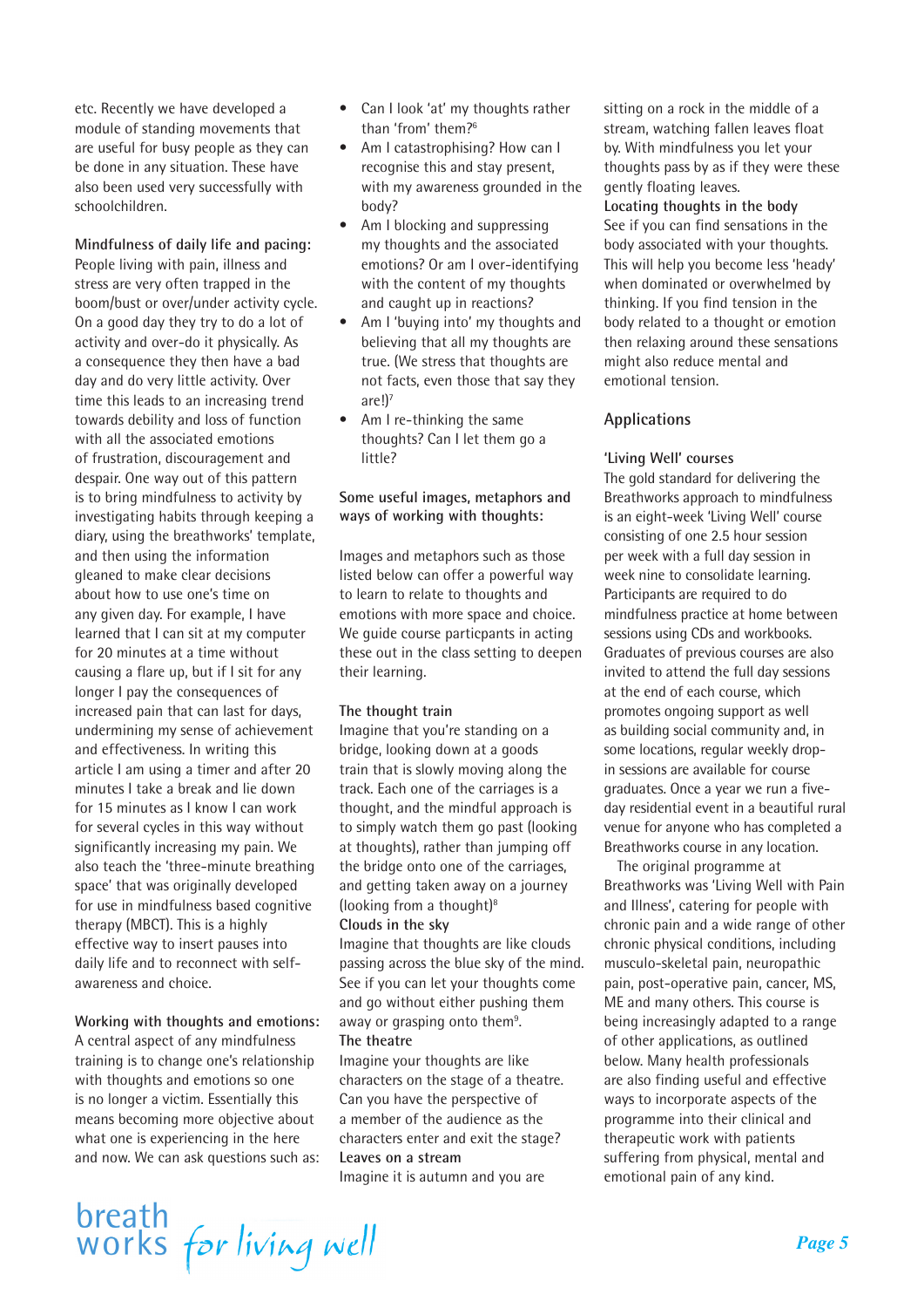etc. Recently we have developed a module of standing movements that are useful for busy people as they can be done in any situation. These have also been used very successfully with schoolchildren.

**Mindfulness of daily life and pacing:** People living with pain, illness and stress are very often trapped in the boom/bust or over/under activity cycle. On a good day they try to do a lot of activity and over-do it physically. As a consequence they then have a bad day and do very little activity. Over time this leads to an increasing trend towards debility and loss of function with all the associated emotions of frustration, discouragement and despair. One way out of this pattern is to bring mindfulness to activity by investigating habits through keeping a diary, using the breathworks' template, and then using the information gleaned to make clear decisions about how to use one's time on any given day. For example, I have learned that I can sit at my computer for 20 minutes at a time without causing a flare up, but if I sit for any longer I pay the consequences of increased pain that can last for days, undermining my sense of achievement and effectiveness. In writing this article I am using a timer and after 20 minutes I take a break and lie down for 15 minutes as I know I can work for several cycles in this way without significantly increasing my pain. We also teach the 'three-minute breathing space' that was originally developed for use in mindfulness based cognitive therapy (MBCT). This is a highly effective way to insert pauses into daily life and to reconnect with self-awareness and choice.

**Working with thoughts and emotions:** A central aspect of any mindfulness training is to change one's relationship with thoughts and emotions so one is no longer a victim. Essentially this means becoming more objective about what one is experiencing in the here and now. We can ask questions such as:

- Can I look 'at' my thoughts rather than 'from' them?[6]
- Am I catastrophising? How can I recognise this and stay present, with my awareness grounded in the body?
- Am I blocking and suppressing my thoughts and the associated emotions? Or am I over-identifying with the content of my thoughts and caught up in reactions?
- Am I 'buying into' my thoughts and believing that all my thoughts are true. (We stress that thoughts are not facts, even those that say they are!)[7]
- Am I re-thinking the same thoughts? Can I let them go a little?

**Some useful images, metaphors and ways of working with thoughts:**

Images and metaphors such as those listed below can offer a powerful way to learn to relate to thoughts and emotions with more space and choice. We guide course particpants in acting these out in the class setting to deepen their learning.

**The thought train**
Imagine that you're standing on a bridge, looking down at a goods train that is slowly moving along the track. Each one of the carriages is a thought, and the mindful approach is to simply watch them go past (looking at thoughts), rather than jumping off the bridge onto one of the carriages, and getting taken away on a journey (looking from a thought)[8]

**Clouds in the sky**
Imagine that thoughts are like clouds passing across the blue sky of the mind. See if you can let your thoughts come and go without either pushing them away or grasping onto them[9].

**The theatre**
Imagine your thoughts are like characters on the stage of a theatre. Can you have the perspective of a member of the audience as the characters enter and exit the stage?

**Leaves on a stream**
Imagine it is autumn and you are sitting on a rock in the middle of a stream, watching fallen leaves float by. With mindfulness you let your thoughts pass by as if they were these gently floating leaves.

**Locating thoughts in the body**
See if you can find sensations in the body associated with your thoughts. This will help you become less 'heady' when dominated or overwhelmed by thinking. If you find tension in the body related to a thought or emotion then relaxing around these sensations might also reduce mental and emotional tension.

## Applications

**'Living Well' courses**

The gold standard for delivering the Breathworks approach to mindfulness is an eight-week 'Living Well' course consisting of one 2.5 hour session per week with a full day session in week nine to consolidate learning. Participants are required to do mindfulness practice at home between sessions using CDs and workbooks. Graduates of previous courses are also invited to attend the full day sessions at the end of each course, which promotes ongoing support as well as building social community and, in some locations, regular weekly drop-in sessions are available for course graduates. Once a year we run a five-day residential event in a beautiful rural venue for anyone who has completed a Breathworks course in any location.

The original programme at Breathworks was 'Living Well with Pain and Illness', catering for people with chronic pain and a wide range of other chronic physical conditions, including musculo-skeletal pain, neuropathic pain, post-operative pain, cancer, MS, ME and many others. This course is being increasingly adapted to a range of other applications, as outlined below. Many health professionals are also finding useful and effective ways to incorporate aspects of the programme into their clinical and therapeutic work with patients suffering from physical, mental and emotional pain of any kind.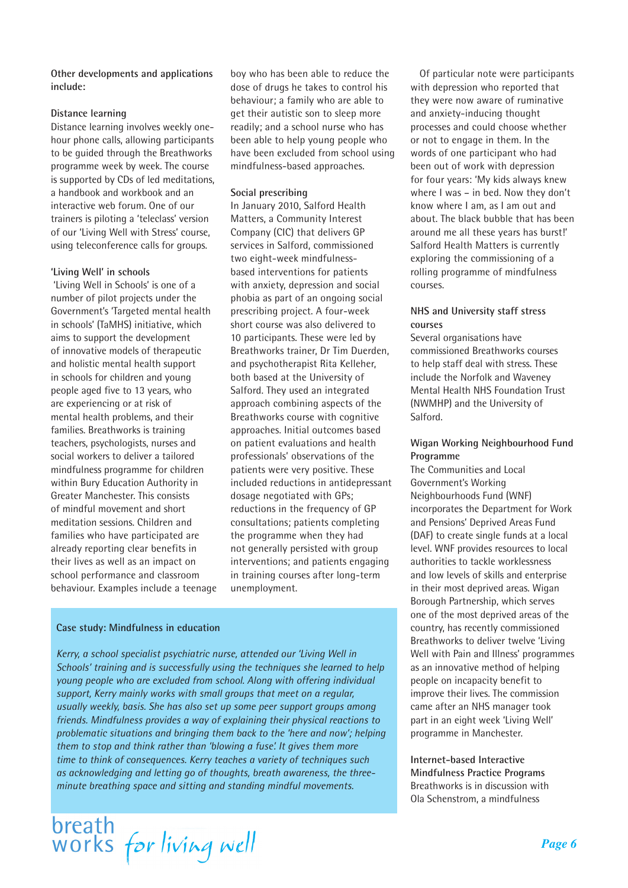**Other developments and applications include:**

### Distance learning

Distance learning involves weekly one-hour phone calls, allowing participants to be guided through the Breathworks programme week by week. The course is supported by CDs of led meditations, a handbook and workbook and an interactive web forum. One of our trainers is piloting a 'teleclass' version of our 'Living Well with Stress' course, using teleconference calls for groups.

### 'Living Well' in schools

'Living Well in Schools' is one of a number of pilot projects under the Government's 'Targeted mental health in schools' (TaMHS) initiative, which aims to support the development of innovative models of therapeutic and holistic mental health support in schools for children and young people aged five to 13 years, who are experiencing or at risk of mental health problems, and their families. Breathworks is training teachers, psychologists, nurses and social workers to deliver a tailored mindfulness programme for children within Bury Education Authority in Greater Manchester. This consists of mindful movement and short meditation sessions. Children and families who have participated are already reporting clear benefits in their lives as well as an impact on school performance and classroom behaviour. Examples include a teenage boy who has been able to reduce the dose of drugs he takes to control his behaviour; a family who are able to get their autistic son to sleep more readily; and a school nurse who has been able to help young people who have been excluded from school using mindfulness-based approaches.

### Social prescribing

In January 2010, Salford Health Matters, a Community Interest Company (CIC) that delivers GP services in Salford, commissioned two eight-week mindfulness-based interventions for patients with anxiety, depression and social phobia as part of an ongoing social prescribing project. A four-week short course was also delivered to 10 participants. These were led by Breathworks trainer, Dr Tim Duerden, and psychotherapist Rita Kelleher, both based at the University of Salford. They used an integrated approach combining aspects of the Breathworks course with cognitive approaches. Initial outcomes based on patient evaluations and health professionals' observations of the patients were very positive. These included reductions in antidepressant dosage negotiated with GPs; reductions in the frequency of GP consultations; patients completing the programme when they had not generally persisted with group interventions; and patients engaging in training courses after long-term unemployment.

Of particular note were participants with depression who reported that they were now aware of ruminative and anxiety-inducing thought processes and could choose whether or not to engage in them. In the words of one participant who had been out of work with depression for four years: 'My kids always knew where I was – in bed. Now they don't know where I am, as I am out and about. The black bubble that has been around me all these years has burst!' Salford Health Matters is currently exploring the commissioning of a rolling programme of mindfulness courses.

### NHS and University staff stress courses

Several organisations have commissioned Breathworks courses to help staff deal with stress. These include the Norfolk and Waveney Mental Health NHS Foundation Trust (NWMHP) and the University of Salford.

### Wigan Working Neighbourhood Fund Programme

The Communities and Local Government's Working Neighbourhoods Fund (WNF) incorporates the Department for Work and Pensions' Deprived Areas Fund (DAF) to create single funds at a local level. WNF provides resources to local authorities to tackle worklessness and low levels of skills and enterprise in their most deprived areas. Wigan Borough Partnership, which serves one of the most deprived areas of the country, has recently commissioned Breathworks to deliver twelve 'Living Well with Pain and Illness' programmes as an innovative method of helping people on incapacity benefit to improve their lives. The commission came after an NHS manager took part in an eight week 'Living Well' programme in Manchester.

### Internet-based Interactive Mindfulness Practice Programs

Breathworks is in discussion with Ola Schenstrom, a mindfulness

---

**Case study: Mindfulness in education**

*Kerry, a school specialist psychiatric nurse, attended our 'Living Well in Schools' training and is successfully using the techniques she learned to help young people who are excluded from school. Along with offering individual support, Kerry mainly works with small groups that meet on a regular, usually weekly, basis. She has also set up some peer support groups among friends. Mindfulness provides a way of explaining their physical reactions to problematic situations and bringing them back to the 'here and now'; helping them to stop and think rather than 'blowing a fuse'. It gives them more time to think of consequences. Kerry teaches a variety of techniques such as acknowledging and letting go of thoughts, breath awareness, the three-minute breathing space and sitting and standing mindful movements.*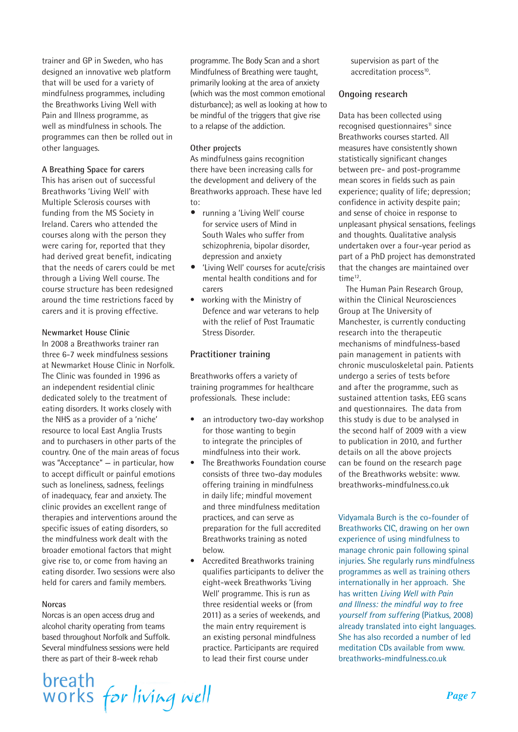trainer and GP in Sweden, who has designed an innovative web platform that will be used for a variety of mindfulness programmes, including the Breathworks Living Well with Pain and Illness programme, as well as mindfulness in schools. The programmes can then be rolled out in other languages.

**A Breathing Space for carers**

This has arisen out of successful Breathworks 'Living Well' with Multiple Sclerosis courses with funding from the MS Society in Ireland. Carers who attended the courses along with the person they were caring for, reported that they had derived great benefit, indicating that the needs of carers could be met through a Living Well course. The course structure has been redesigned around the time restrictions faced by carers and it is proving effective.

**Newmarket House Clinic**

In 2008 a Breathworks trainer ran three 6-7 week mindfulness sessions at Newmarket House Clinic in Norfolk. The Clinic was founded in 1996 as an independent residential clinic dedicated solely to the treatment of eating disorders. It works closely with the NHS as a provider of a 'niche' resource to local East Anglia Trusts and to purchasers in other parts of the country. One of the main areas of focus was "Acceptance" – in particular, how to accept difficult or painful emotions such as loneliness, sadness, feelings of inadequacy, fear and anxiety. The clinic provides an excellent range of therapies and interventions around the specific issues of eating disorders, so the mindfulness work dealt with the broader emotional factors that might give rise to, or come from having an eating disorder. Two sessions were also held for carers and family members.

**Norcas**

Norcas is an open access drug and alcohol charity operating from teams based throughout Norfolk and Suffolk. Several mindfulness sessions were held there as part of their 8-week rehab programme. The Body Scan and a short Mindfulness of Breathing were taught, primarily looking at the area of anxiety (which was the most common emotional disturbance); as well as looking at how to be mindful of the triggers that give rise to a relapse of the addiction.

**Other projects**

As mindfulness gains recognition there have been increasing calls for the development and delivery of the Breathworks approach. These have led to:

- running a 'Living Well' course for service users of Mind in South Wales who suffer from schizophrenia, bipolar disorder, depression and anxiety
- 'Living Well' courses for acute/crisis mental health conditions and for carers
- working with the Ministry of Defence and war veterans to help with the relief of Post Traumatic Stress Disorder.

## Practitioner training

Breathworks offers a variety of training programmes for healthcare professionals. These include:

- an introductory two-day workshop for those wanting to begin to integrate the principles of mindfulness into their work.
- The Breathworks Foundation course consists of three two-day modules offering training in mindfulness in daily life; mindful movement and three mindfulness meditation practices, and can serve as preparation for the full accredited Breathworks training as noted below.
- Accredited Breathworks training qualifies participants to deliver the eight-week Breathworks 'Living Well' programme. This is run as three residential weeks or (from 2011) as a series of weekends, and the main entry requirement is an existing personal mindfulness practice. Participants are required to lead their first course under supervision as part of the accreditation process[10].

## Ongoing research

Data has been collected using recognised questionnaires[11] since Breathworks courses started. All measures have consistently shown statistically significant changes between pre- and post-programme mean scores in fields such as pain experience; quality of life; depression; confidence in activity despite pain; and sense of choice in response to unpleasant physical sensations, feelings and thoughts. Qualitative analysis undertaken over a four-year period as part of a PhD project has demonstrated that the changes are maintained over time[12].

The Human Pain Research Group, within the Clinical Neurosciences Group at The University of Manchester, is currently conducting research into the therapeutic mechanisms of mindfulness-based pain management in patients with chronic musculoskeletal pain. Patients undergo a series of tests before and after the programme, such as sustained attention tasks, EEG scans and questionnaires. The data from this study is due to be analysed in the second half of 2009 with a view to publication in 2010, and further details on all the above projects can be found on the research page of the Breathworks website: www.breathworks-mindfulness.co.uk

Vidyamala Burch is the co-founder of Breathworks CIC, drawing on her own experience of using mindfulness to manage chronic pain following spinal injuries. She regularly runs mindfulness programmes as well as training others internationally in her approach. She has written *Living Well with Pain and Illness: the mindful way to free yourself from suffering* (Piatkus, 2008) already translated into eight languages. She has also recorded a number of led meditation CDs available from www.breathworks-mindfulness.co.uk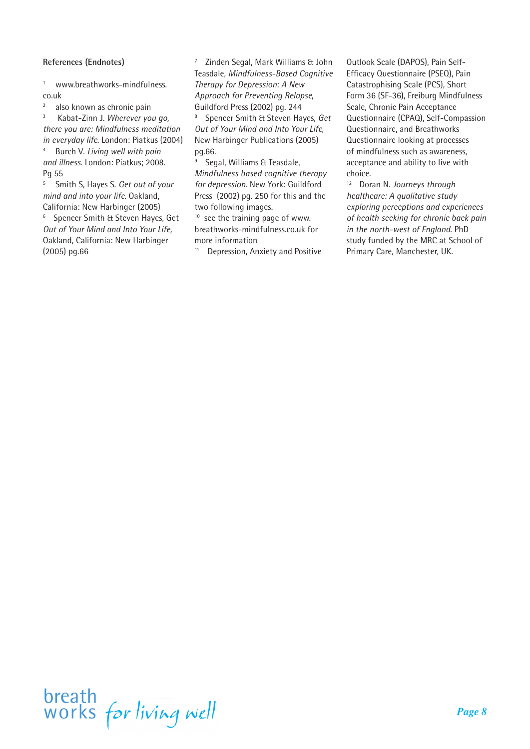**References (Endnotes)**

1 www.breathworks-mindfulness.co.uk

2 also known as chronic pain

3 Kabat-Zinn J. *Wherever you go, there you are: Mindfulness meditation in everyday life*. London: Piatkus (2004)

4 Burch V. *Living well with pain and illness*. London: Piatkus; 2008. Pg 55

5 Smith S, Hayes S. *Get out of your mind and into your life*. Oakland, California: New Harbinger (2005)

6 Spencer Smith & Steven Hayes, Get Out of Your Mind and Into Your Life, Oakland, California: New Harbinger (2005) pg.66

7 Zinden Segal, Mark Williams & John Teasdale, *Mindfulness-Based Cognitive Therapy for Depression: A New Approach for Preventing Relapse*, Guildford Press (2002) pg. 244

8 Spencer Smith & Steven Hayes, *Get Out of Your Mind and Into Your Life*, New Harbinger Publications (2005) pg.66.

9 Segal, Williams & Teasdale, *Mindfulness based cognitive therapy for depression*. New York: Guildford Press (2002) pg. 250 for this and the two following images.

10 see the training page of www.breathworks-mindfulness.co.uk for more information

11 Depression, Anxiety and Positive Outlook Scale (DAPOS), Pain Self-Efficacy Questionnaire (PSEQ), Pain Catastrophising Scale (PCS), Short Form 36 (SF-36), Freiburg Mindfulness Scale, Chronic Pain Acceptance Questionnaire (CPAQ), Self-Compassion Questionnaire, and Breathworks Questionnaire looking at processes of mindfulness such as awareness, acceptance and ability to live with choice.

12 Doran N. *Journeys through healthcare: A qualitative study exploring perceptions and experiences of health seeking for chronic back pain in the north-west of England*. PhD study funded by the MRC at School of Primary Care, Manchester, UK.